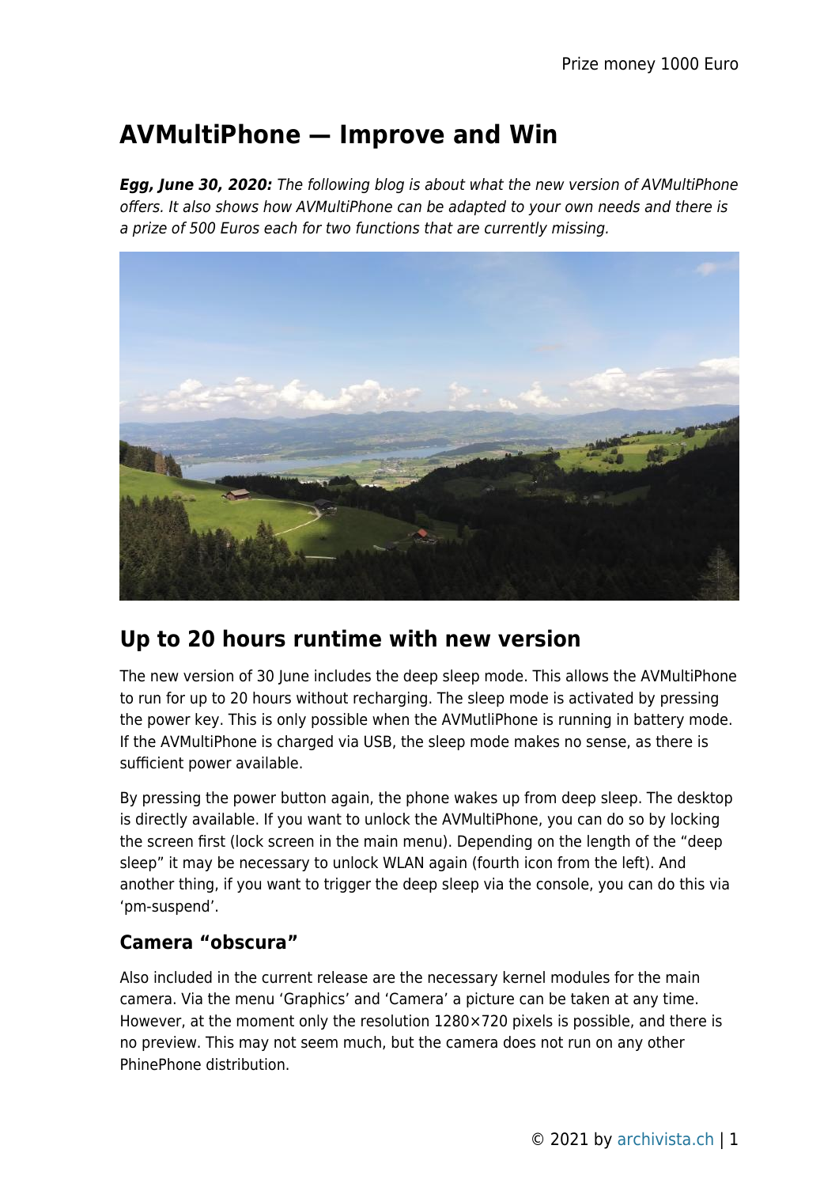# AVMultiPhone — Improve and Win

***Egg, June 30, 2020:*** *The following blog is about what the new version of AVMultiPhone offers. It also shows how AVMultiPhone can be adapted to your own needs and there is a prize of 500 Euros each for two functions that are currently missing.*

## Up to 20 hours runtime with new version

The new version of 30 June includes the deep sleep mode. This allows the AVMultiPhone to run for up to 20 hours without recharging. The sleep mode is activated by pressing the power key. This is only possible when the AVMutliPhone is running in battery mode. If the AVMultiPhone is charged via USB, the sleep mode makes no sense, as there is sufficient power available.

By pressing the power button again, the phone wakes up from deep sleep. The desktop is directly available. If you want to unlock the AVMultiPhone, you can do so by locking the screen first (lock screen in the main menu). Depending on the length of the “deep sleep” it may be necessary to unlock WLAN again (fourth icon from the left). And another thing, if you want to trigger the deep sleep via the console, you can do this via ‘pm-suspend’.

### Camera “obscura”

Also included in the current release are the necessary kernel modules for the main camera. Via the menu ‘Graphics’ and ‘Camera’ a picture can be taken at any time. However, at the moment only the resolution 1280×720 pixels is possible, and there is no preview. This may not seem much, but the camera does not run on any other PhinePhone distribution.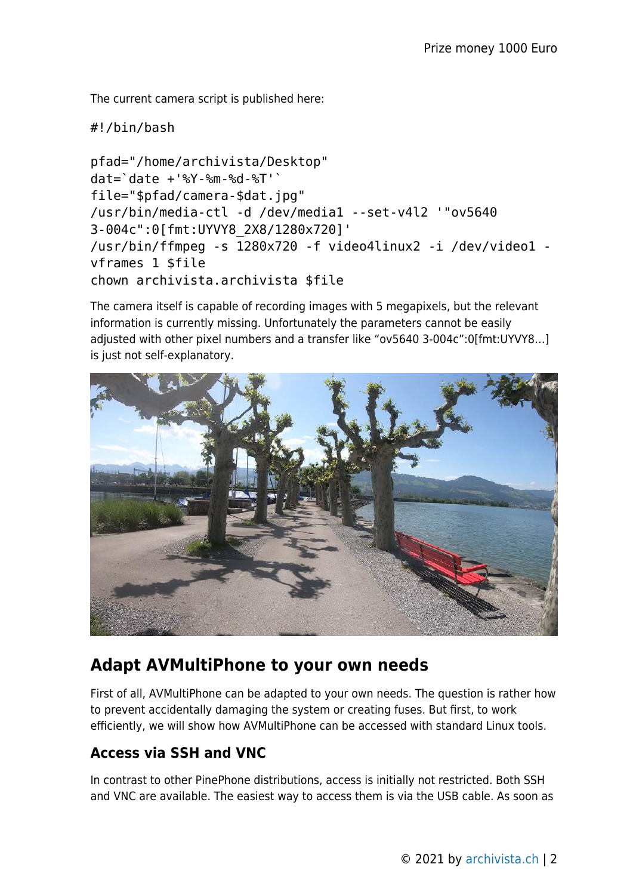The current camera script is published here:

```
#!/bin/bash

pfad="/home/archivista/Desktop"
dat=`date +'%Y-%m-%d-%T'`
file="$pfad/camera-$dat.jpg"
/usr/bin/media-ctl -d /dev/media1 --set-v4l2 '"ov5640
3-004c":0[fmt:UYVY8_2X8/1280x720]'
/usr/bin/ffmpeg -s 1280x720 -f video4linux2 -i /dev/video1 -
vframes 1 $file
chown archivista.archivista $file
```

The camera itself is capable of recording images with 5 megapixels, but the relevant information is currently missing. Unfortunately the parameters cannot be easily adjusted with other pixel numbers and a transfer like "ov5640 3-004c":0[fmt:UYVY8...] is just not self-explanatory.

## Adapt AVMultiPhone to your own needs

First of all, AVMultiPhone can be adapted to your own needs. The question is rather how to prevent accidentally damaging the system or creating fuses. But first, to work efficiently, we will show how AVMultiPhone can be accessed with standard Linux tools.

### Access via SSH and VNC

In contrast to other PinePhone distributions, access is initially not restricted. Both SSH and VNC are available. The easiest way to access them is via the USB cable. As soon as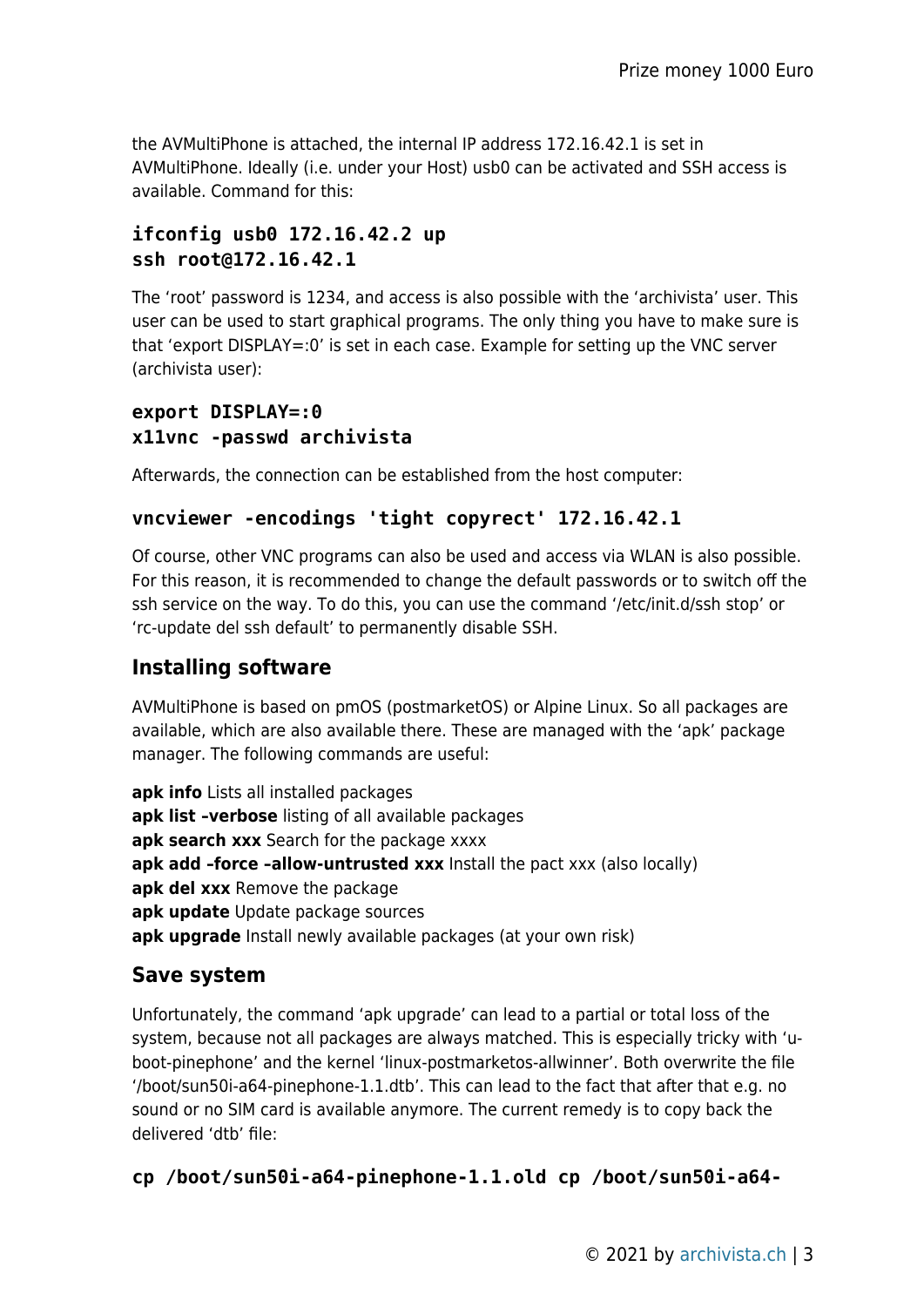the AVMultiPhone is attached, the internal IP address 172.16.42.1 is set in AVMultiPhone. Ideally (i.e. under your Host) usb0 can be activated and SSH access is available. Command for this:

```
ifconfig usb0 172.16.42.2 up
ssh root@172.16.42.1
```

The 'root' password is 1234, and access is also possible with the 'archivista' user. This user can be used to start graphical programs. The only thing you have to make sure is that 'export DISPLAY=:0' is set in each case. Example for setting up the VNC server (archivista user):

```
export DISPLAY=:0
x11vnc -passwd archivista
```

Afterwards, the connection can be established from the host computer:

```
vncviewer -encodings 'tight copyrect' 172.16.42.1
```

Of course, other VNC programs can also be used and access via WLAN is also possible. For this reason, it is recommended to change the default passwords or to switch off the ssh service on the way. To do this, you can use the command '/etc/init.d/ssh stop' or 'rc-update del ssh default' to permanently disable SSH.

## Installing software

AVMultiPhone is based on pmOS (postmarketOS) or Alpine Linux. So all packages are available, which are also available there. These are managed with the 'apk' package manager. The following commands are useful:

**apk info** Lists all installed packages
**apk list –verbose** listing of all available packages
**apk search xxx** Search for the package xxxx
**apk add –force –allow-untrusted xxx** Install the pact xxx (also locally)
**apk del xxx** Remove the package
**apk update** Update package sources
**apk upgrade** Install newly available packages (at your own risk)

## Save system

Unfortunately, the command 'apk upgrade' can lead to a partial or total loss of the system, because not all packages are always matched. This is especially tricky with 'u-boot-pinephone' and the kernel 'linux-postmarketos-allwinner'. Both overwrite the file '/boot/sun50i-a64-pinephone-1.1.dtb'. This can lead to the fact that after that e.g. no sound or no SIM card is available anymore. The current remedy is to copy back the delivered 'dtb' file:

```
cp /boot/sun50i-a64-pinephone-1.1.old cp /boot/sun50i-a64-
```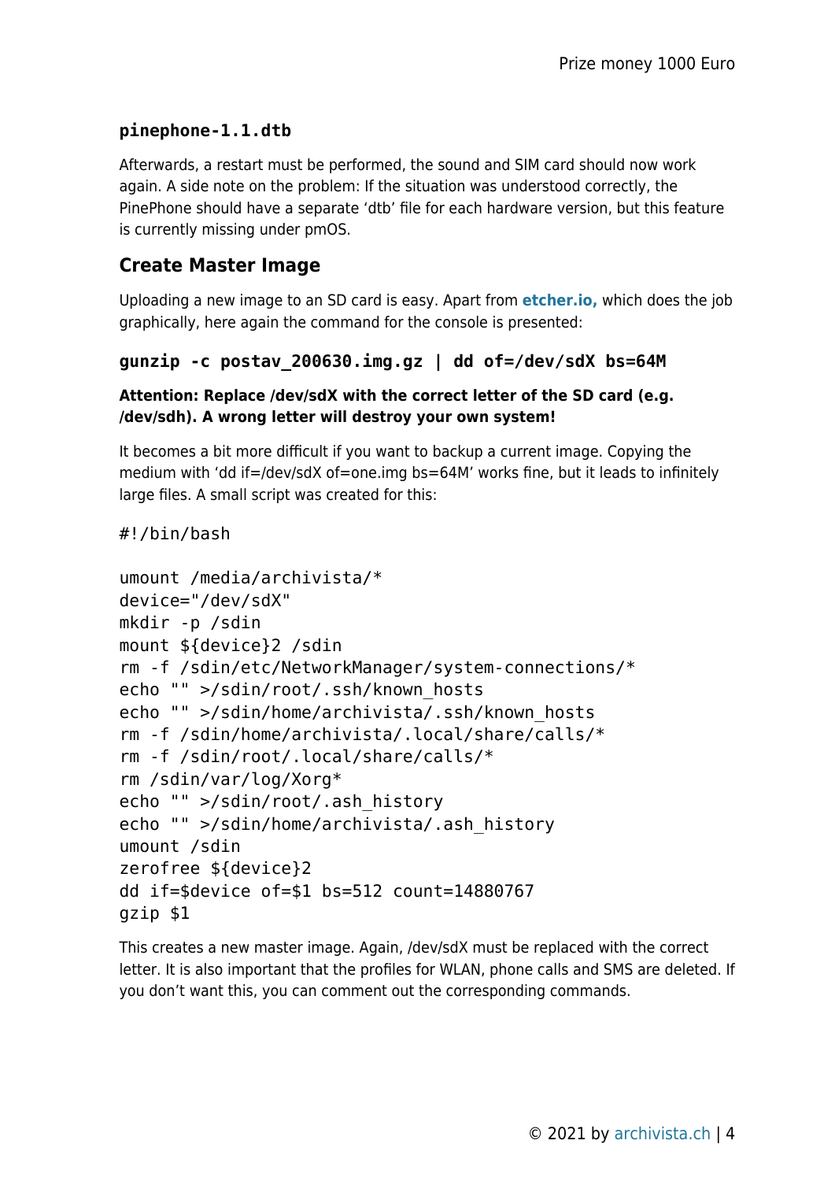**pinephone-1.1.dtb**

Afterwards, a restart must be performed, the sound and SIM card should now work again. A side note on the problem: If the situation was understood correctly, the PinePhone should have a separate 'dtb' file for each hardware version, but this feature is currently missing under pmOS.

## Create Master Image

Uploading a new image to an SD card is easy. Apart from **etcher.io,** which does the job graphically, here again the command for the console is presented:

**gunzip -c postav_200630.img.gz | dd of=/dev/sdX bs=64M**

**Attention: Replace /dev/sdX with the correct letter of the SD card (e.g. /dev/sdh). A wrong letter will destroy your own system!**

It becomes a bit more difficult if you want to backup a current image. Copying the medium with 'dd if=/dev/sdX of=one.img bs=64M' works fine, but it leads to infinitely large files. A small script was created for this:

```
#!/bin/bash

umount /media/archivista/*
device="/dev/sdX"
mkdir -p /sdin
mount ${device}2 /sdin
rm -f /sdin/etc/NetworkManager/system-connections/*
echo "" >/sdin/root/.ssh/known_hosts
echo "" >/sdin/home/archivista/.ssh/known_hosts
rm -f /sdin/home/archivista/.local/share/calls/*
rm -f /sdin/root/.local/share/calls/*
rm /sdin/var/log/Xorg*
echo "" >/sdin/root/.ash_history
echo "" >/sdin/home/archivista/.ash_history
umount /sdin
zerofree ${device}2
dd if=$device of=$1 bs=512 count=14880767
gzip $1
```

This creates a new master image. Again, /dev/sdX must be replaced with the correct letter. It is also important that the profiles for WLAN, phone calls and SMS are deleted. If you don't want this, you can comment out the corresponding commands.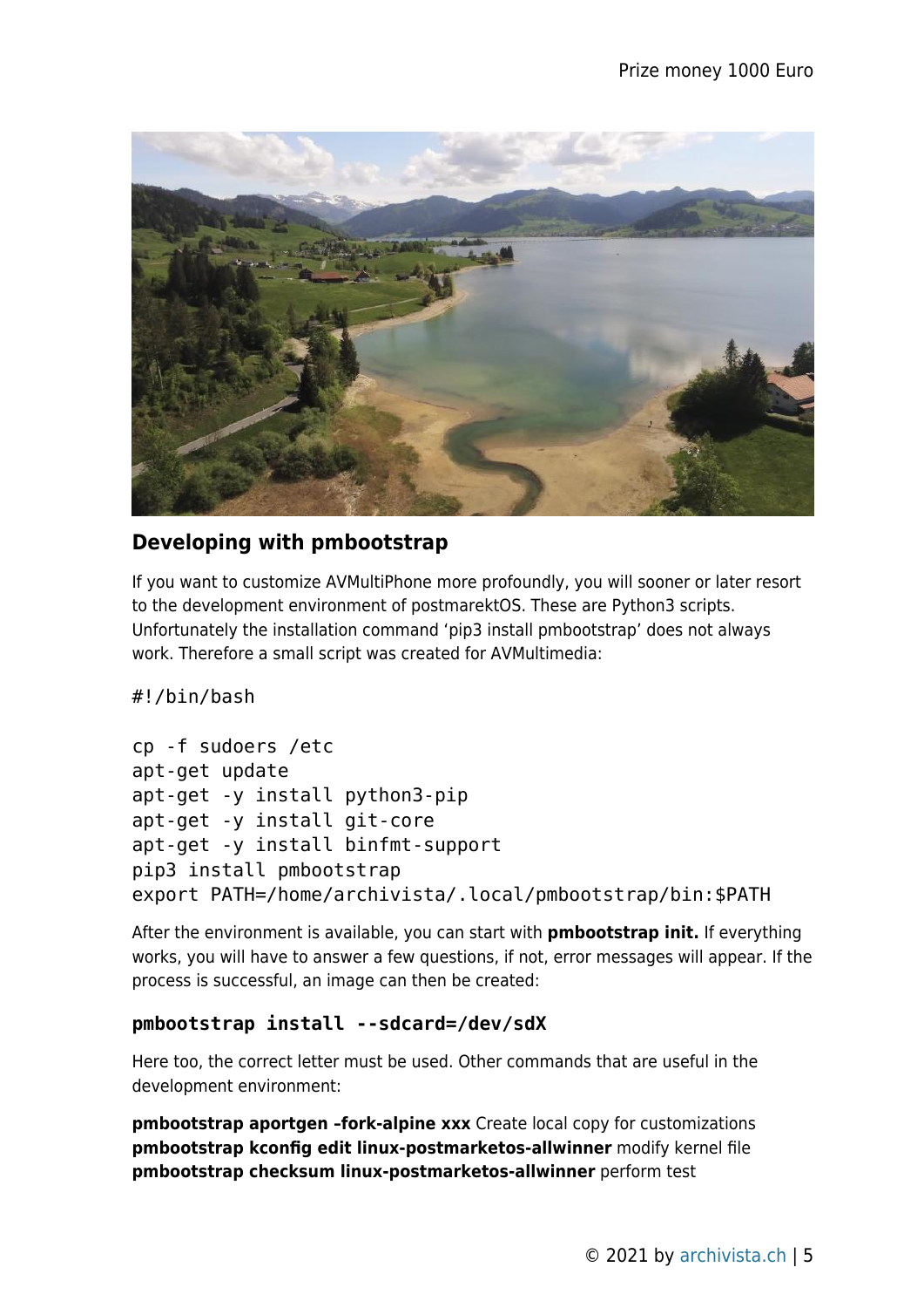## Developing with pmbootstrap

If you want to customize AVMultiPhone more profoundly, you will sooner or later resort to the development environment of postmarektOS. These are Python3 scripts. Unfortunately the installation command 'pip3 install pmbootstrap' does not always work. Therefore a small script was created for AVMultimedia:

```
#!/bin/bash

cp -f sudoers /etc
apt-get update
apt-get -y install python3-pip
apt-get -y install git-core
apt-get -y install binfmt-support
pip3 install pmbootstrap
export PATH=/home/archivista/.local/pmbootstrap/bin:$PATH
```

After the environment is available, you can start with **pmbootstrap init.** If everything works, you will have to answer a few questions, if not, error messages will appear. If the process is successful, an image can then be created:

**`pmbootstrap install --sdcard=/dev/sdX`**

Here too, the correct letter must be used. Other commands that are useful in the development environment:

**pmbootstrap aportgen –fork-alpine xxx** Create local copy for customizations
**pmbootstrap kconfig edit linux-postmarketos-allwinner** modify kernel file
**pmbootstrap checksum linux-postmarketos-allwinner** perform test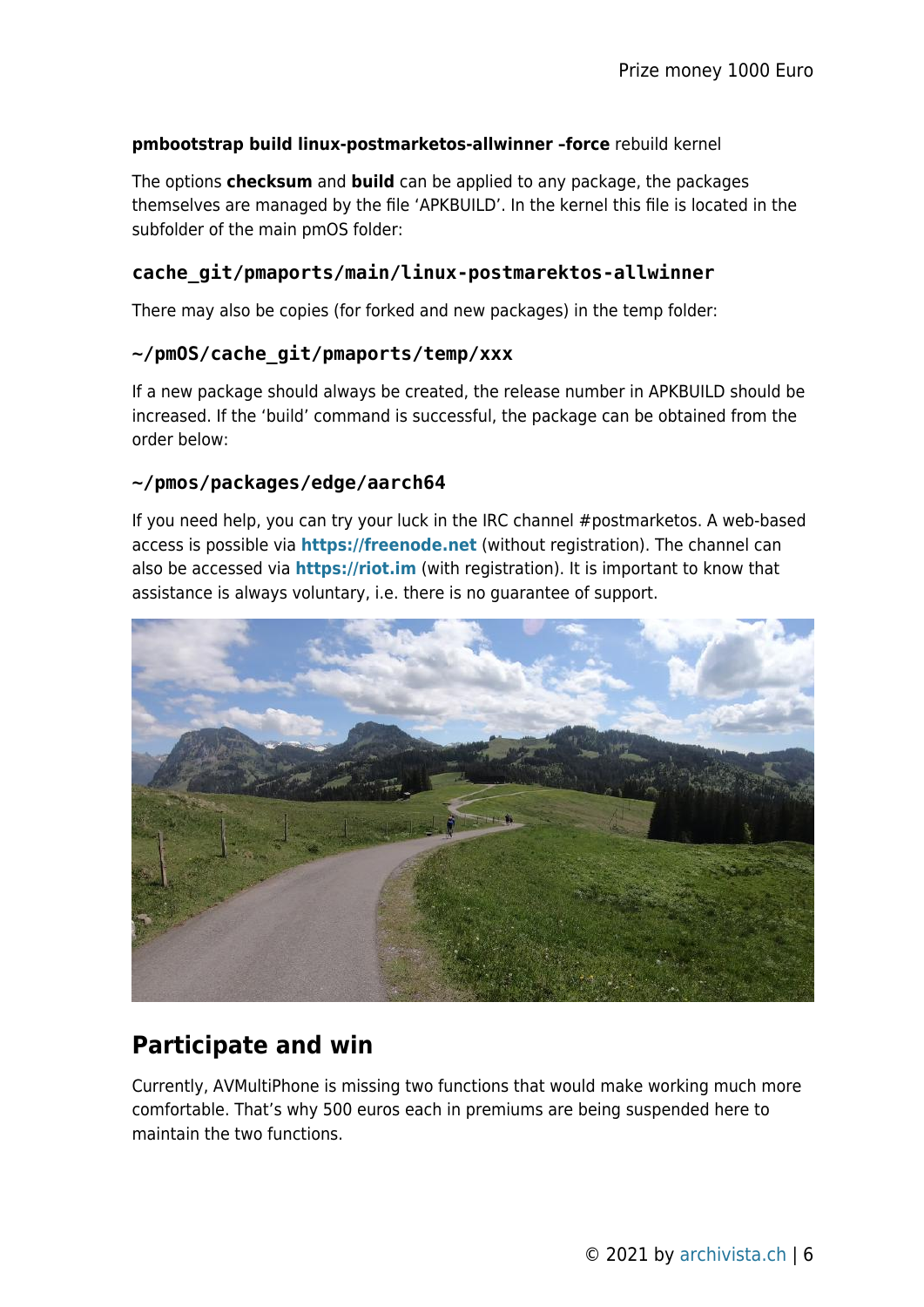**pmbootstrap build linux-postmarketos-allwinner -force** rebuild kernel

The options **checksum** and **build** can be applied to any package, the packages themselves are managed by the file 'APKBUILD'. In the kernel this file is located in the subfolder of the main pmOS folder:

```
cache_git/pmaports/main/linux-postmarektos-allwinner
```

There may also be copies (for forked and new packages) in the temp folder:

```
~/pmOS/cache_git/pmaports/temp/xxx
```

If a new package should always be created, the release number in APKBUILD should be increased. If the 'build' command is successful, the package can be obtained from the order below:

```
~/pmos/packages/edge/aarch64
```

If you need help, you can try your luck in the IRC channel #postmarketos. A web-based access is possible via **https://freenode.net** (without registration). The channel can also be accessed via **https://riot.im** (with registration). It is important to know that assistance is always voluntary, i.e. there is no guarantee of support.

## Participate and win

Currently, AVMultiPhone is missing two functions that would make working much more comfortable. That's why 500 euros each in premiums are being suspended here to maintain the two functions.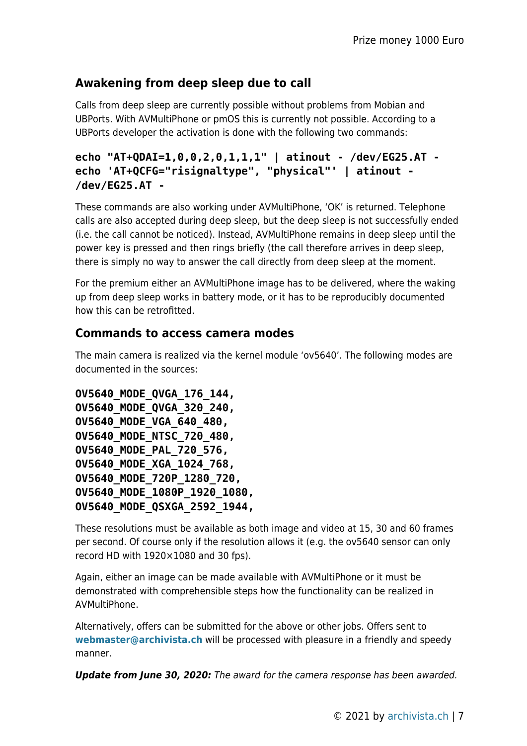## Awakening from deep sleep due to call

Calls from deep sleep are currently possible without problems from Mobian and UBPorts. With AVMultiPhone or pmOS this is currently not possible. According to a UBPorts developer the activation is done with the following two commands:

```
echo "AT+QDAI=1,0,0,2,0,1,1,1" | atinout - /dev/EG25.AT -
echo 'AT+QCFG="risignaltype", "physical"' | atinout -
/dev/EG25.AT -
```

These commands are also working under AVMultiPhone, 'OK' is returned. Telephone calls are also accepted during deep sleep, but the deep sleep is not successfully ended (i.e. the call cannot be noticed). Instead, AVMultiPhone remains in deep sleep until the power key is pressed and then rings briefly (the call therefore arrives in deep sleep, there is simply no way to answer the call directly from deep sleep at the moment.

For the premium either an AVMultiPhone image has to be delivered, where the waking up from deep sleep works in battery mode, or it has to be reproducibly documented how this can be retrofitted.

## Commands to access camera modes

The main camera is realized via the kernel module 'ov5640'. The following modes are documented in the sources:

```
OV5640_MODE_QVGA_176_144,
OV5640_MODE_QVGA_320_240,
OV5640_MODE_VGA_640_480,
OV5640_MODE_NTSC_720_480,
OV5640_MODE_PAL_720_576,
OV5640_MODE_XGA_1024_768,
OV5640_MODE_720P_1280_720,
OV5640_MODE_1080P_1920_1080,
OV5640_MODE_QSXGA_2592_1944,
```

These resolutions must be available as both image and video at 15, 30 and 60 frames per second. Of course only if the resolution allows it (e.g. the ov5640 sensor can only record HD with 1920×1080 and 30 fps).

Again, either an image can be made available with AVMultiPhone or it must be demonstrated with comprehensible steps how the functionality can be realized in AVMultiPhone.

Alternatively, offers can be submitted for the above or other jobs. Offers sent to **webmaster@archivista.ch** will be processed with pleasure in a friendly and speedy manner.

***Update from June 30, 2020:*** *The award for the camera response has been awarded.*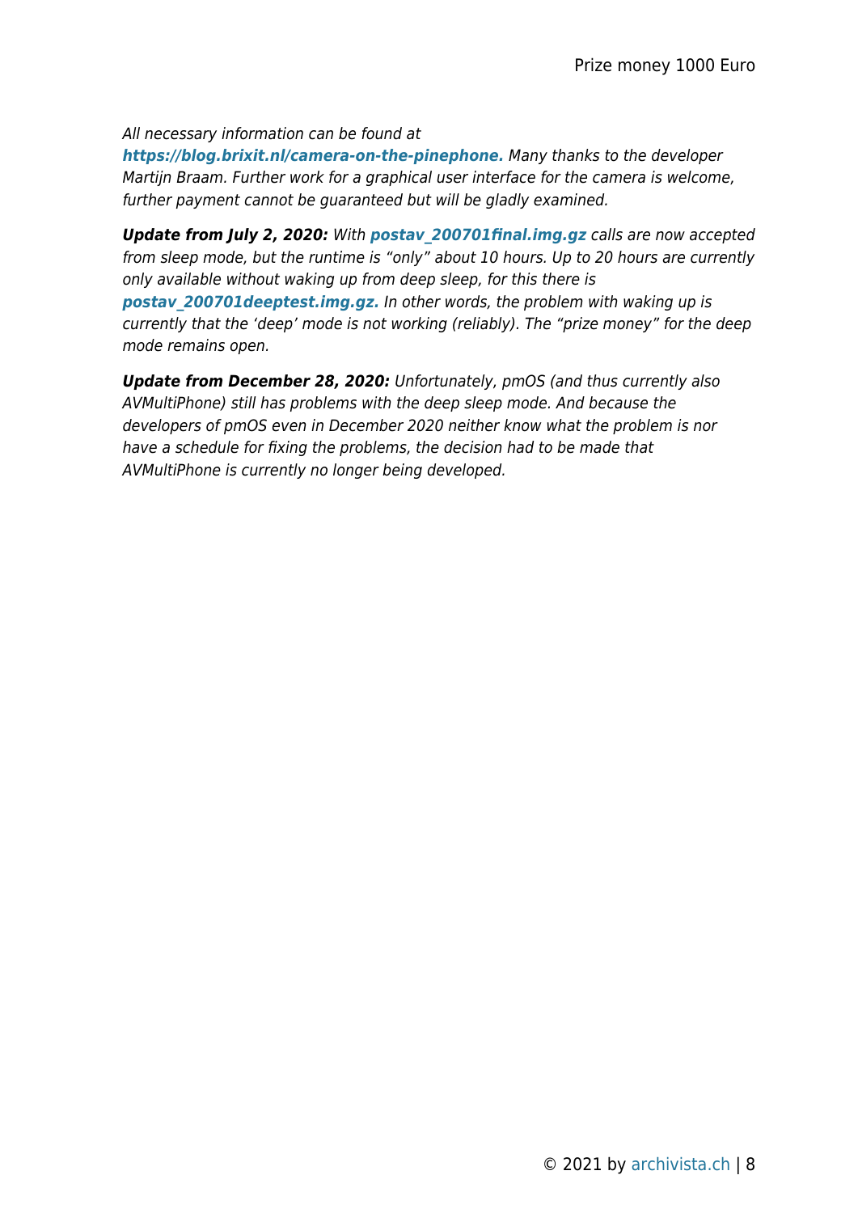*All necessary information can be found at* ***https://blog.brixit.nl/camera-on-the-pinephone.*** *Many thanks to the developer Martijn Braam. Further work for a graphical user interface for the camera is welcome, further payment cannot be guaranteed but will be gladly examined.*

***Update from July 2, 2020:*** *With* ***postav_200701final.img.gz*** *calls are now accepted from sleep mode, but the runtime is "only" about 10 hours. Up to 20 hours are currently only available without waking up from deep sleep, for this there is* ***postav_200701deeptest.img.gz.*** *In other words, the problem with waking up is currently that the 'deep' mode is not working (reliably). The "prize money" for the deep mode remains open.*

***Update from December 28, 2020:*** *Unfortunately, pmOS (and thus currently also AVMultiPhone) still has problems with the deep sleep mode. And because the developers of pmOS even in December 2020 neither know what the problem is nor have a schedule for fixing the problems, the decision had to be made that AVMultiPhone is currently no longer being developed.*